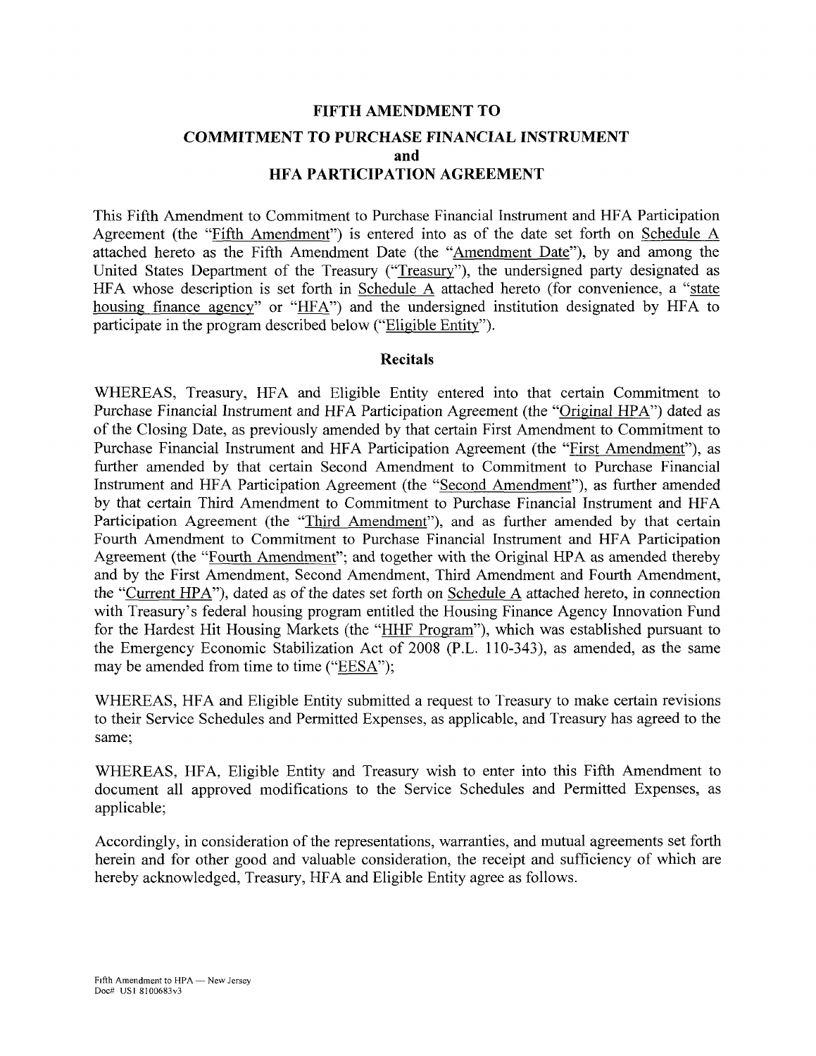# FIFTH AMENDMENT TO
# COMMITMENT TO PURCHASE FINANCIAL INSTRUMENT
# and
# HFA PARTICIPATION AGREEMENT

This Fifth Amendment to Commitment to Purchase Financial Instrument and HFA Participation Agreement (the "Fifth Amendment") is entered into as of the date set forth on Schedule A attached hereto as the Fifth Amendment Date (the "Amendment Date"), by and among the United States Department of the Treasury ("Treasury"), the undersigned party designated as HFA whose description is set forth in Schedule A attached hereto (for convenience, a "state housing finance agency" or "HFA") and the undersigned institution designated by HFA to participate in the program described below ("Eligible Entity").

## Recitals

WHEREAS, Treasury, HFA and Eligible Entity entered into that certain Commitment to Purchase Financial Instrument and HFA Participation Agreement (the "Original HPA") dated as of the Closing Date, as previously amended by that certain First Amendment to Commitment to Purchase Financial Instrument and HFA Participation Agreement (the "First Amendment"), as further amended by that certain Second Amendment to Commitment to Purchase Financial Instrument and HFA Participation Agreement (the "Second Amendment"), as further amended by that certain Third Amendment to Commitment to Purchase Financial Instrument and HFA Participation Agreement (the "Third Amendment"), and as further amended by that certain Fourth Amendment to Commitment to Purchase Financial Instrument and HFA Participation Agreement (the "Fourth Amendment"; and together with the Original HPA as amended thereby and by the First Amendment, Second Amendment, Third Amendment and Fourth Amendment, the "Current HPA"), dated as of the dates set forth on Schedule A attached hereto, in connection with Treasury's federal housing program entitled the Housing Finance Agency Innovation Fund for the Hardest Hit Housing Markets (the "HHF Program"), which was established pursuant to the Emergency Economic Stabilization Act of 2008 (P.L. 110-343), as amended, as the same may be amended from time to time ("EESA");

WHEREAS, HFA and Eligible Entity submitted a request to Treasury to make certain revisions to their Service Schedules and Permitted Expenses, as applicable, and Treasury has agreed to the same;

WHEREAS, HFA, Eligible Entity and Treasury wish to enter into this Fifth Amendment to document all approved modifications to the Service Schedules and Permitted Expenses, as applicable;

Accordingly, in consideration of the representations, warranties, and mutual agreements set forth herein and for other good and valuable consideration, the receipt and sufficiency of which are hereby acknowledged, Treasury, HFA and Eligible Entity agree as follows.

Fifth Amendment to HPA — New Jersey
Doc# US1 8100683v3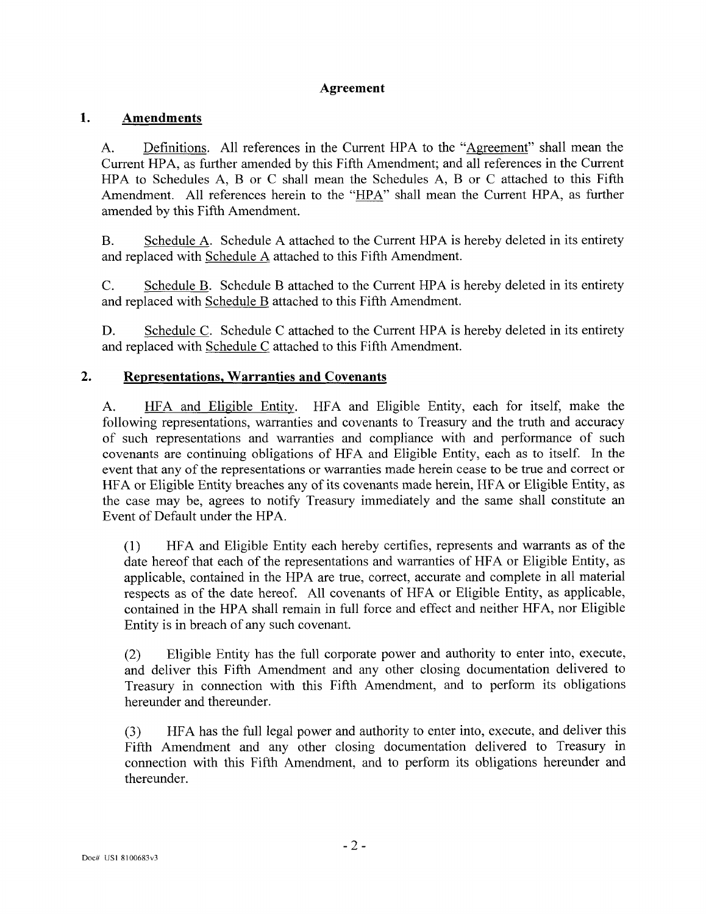## Agreement

### 1. Amendments

A. Definitions. All references in the Current HPA to the "Agreement" shall mean the Current HPA, as further amended by this Fifth Amendment; and all references in the Current HPA to Schedules A, B or C shall mean the Schedules A, B or C attached to this Fifth Amendment. All references herein to the "HPA" shall mean the Current HPA, as further amended by this Fifth Amendment.

B. Schedule A. Schedule A attached to the Current HPA is hereby deleted in its entirety and replaced with Schedule A attached to this Fifth Amendment.

C. Schedule B. Schedule B attached to the Current HPA is hereby deleted in its entirety and replaced with Schedule B attached to this Fifth Amendment.

D. Schedule C. Schedule C attached to the Current HPA is hereby deleted in its entirety and replaced with Schedule C attached to this Fifth Amendment.

### 2. Representations, Warranties and Covenants

A. HFA and Eligible Entity. HFA and Eligible Entity, each for itself, make the following representations, warranties and covenants to Treasury and the truth and accuracy of such representations and warranties and compliance with and performance of such covenants are continuing obligations of HFA and Eligible Entity, each as to itself. In the event that any of the representations or warranties made herein cease to be true and correct or HFA or Eligible Entity breaches any of its covenants made herein, HFA or Eligible Entity, as the case may be, agrees to notify Treasury immediately and the same shall constitute an Event of Default under the HPA.

(1) HFA and Eligible Entity each hereby certifies, represents and warrants as of the date hereof that each of the representations and warranties of HFA or Eligible Entity, as applicable, contained in the HPA are true, correct, accurate and complete in all material respects as of the date hereof. All covenants of HFA or Eligible Entity, as applicable, contained in the HPA shall remain in full force and effect and neither HFA, nor Eligible Entity is in breach of any such covenant.

(2) Eligible Entity has the full corporate power and authority to enter into, execute, and deliver this Fifth Amendment and any other closing documentation delivered to Treasury in connection with this Fifth Amendment, and to perform its obligations hereunder and thereunder.

(3) HFA has the full legal power and authority to enter into, execute, and deliver this Fifth Amendment and any other closing documentation delivered to Treasury in connection with this Fifth Amendment, and to perform its obligations hereunder and thereunder.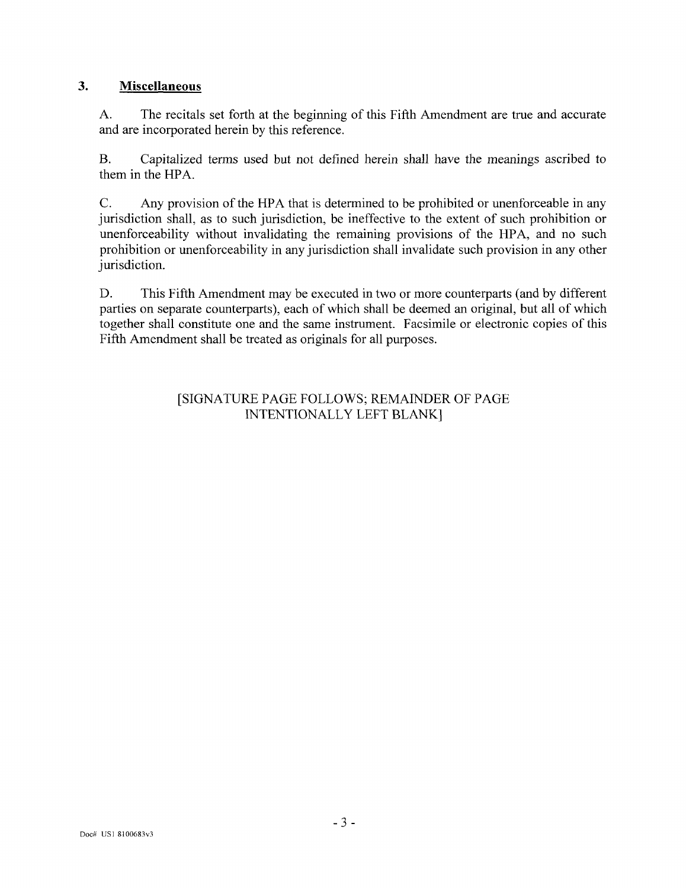## 3. **Miscellaneous**

A. The recitals set forth at the beginning of this Fifth Amendment are true and accurate and are incorporated herein by this reference.

B. Capitalized terms used but not defined herein shall have the meanings ascribed to them in the HPA.

C. Any provision of the HPA that is determined to be prohibited or unenforceable in any jurisdiction shall, as to such jurisdiction, be ineffective to the extent of such prohibition or unenforceability without invalidating the remaining provisions of the HPA, and no such prohibition or unenforceability in any jurisdiction shall invalidate such provision in any other jurisdiction.

D. This Fifth Amendment may be executed in two or more counterparts (and by different parties on separate counterparts), each of which shall be deemed an original, but all of which together shall constitute one and the same instrument. Facsimile or electronic copies of this Fifth Amendment shall be treated as originals for all purposes.

[SIGNATURE PAGE FOLLOWS; REMAINDER OF PAGE INTENTIONALLY LEFT BLANK]

Doc# US1 8100683v3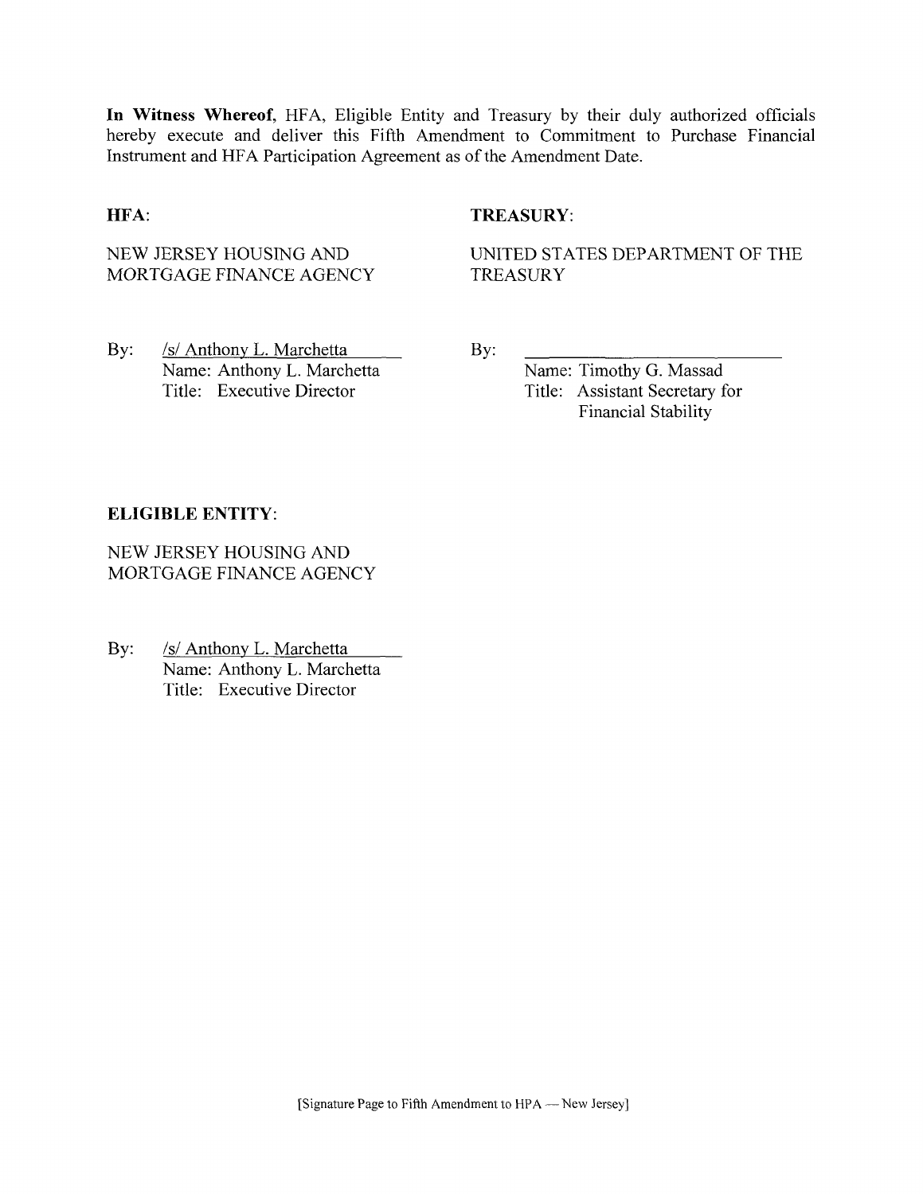**In Witness Whereof**, HFA, Eligible Entity and Treasury by their duly authorized officials hereby execute and deliver this Fifth Amendment to Commitment to Purchase Financial Instrument and HFA Participation Agreement as of the Amendment Date.

**HFA**:

NEW JERSEY HOUSING AND MORTGAGE FINANCE AGENCY

By: /s/ Anthony L. Marchetta
Name: Anthony L. Marchetta
Title: Executive Director

**TREASURY**:

UNITED STATES DEPARTMENT OF THE TREASURY

By: \_\_\_\_\_\_\_\_\_\_\_\_\_\_\_\_\_\_\_\_\_\_\_\_\_\_\_\_
Name: Timothy G. Massad
Title: Assistant Secretary for Financial Stability

**ELIGIBLE ENTITY**:

NEW JERSEY HOUSING AND MORTGAGE FINANCE AGENCY

By: /s/ Anthony L. Marchetta
Name: Anthony L. Marchetta
Title: Executive Director

[Signature Page to Fifth Amendment to HPA — New Jersey]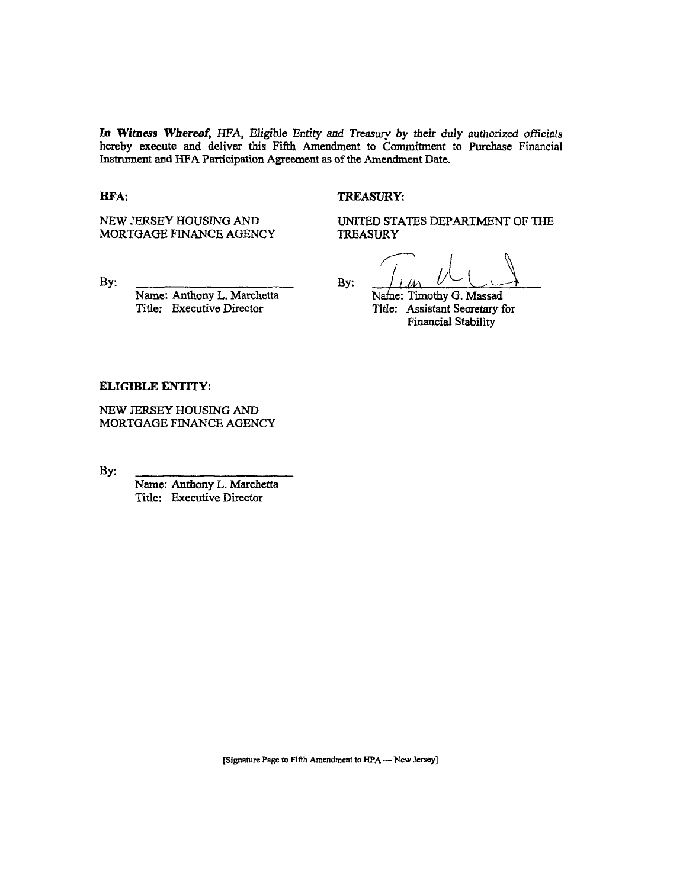***In Witness Whereof****, HFA, Eligible Entity and Treasury by their duly authorized officials* hereby execute and deliver this Fifth Amendment to Commitment to Purchase Financial Instrument and HFA Participation Agreement as of the Amendment Date.

**HFA:**

NEW JERSEY HOUSING AND MORTGAGE FINANCE AGENCY

By: ______________________

Name: Anthony L. Marchetta
Title: Executive Director

**TREASURY:**

UNITED STATES DEPARTMENT OF THE TREASURY

By: ______________________

Name: Timothy G. Massad
Title: Assistant Secretary for Financial Stability

**ELIGIBLE ENTITY:**

NEW JERSEY HOUSING AND MORTGAGE FINANCE AGENCY

By: ______________________

Name: Anthony L. Marchetta
Title: Executive Director

[Signature Page to Fifth Amendment to HPA — New Jersey]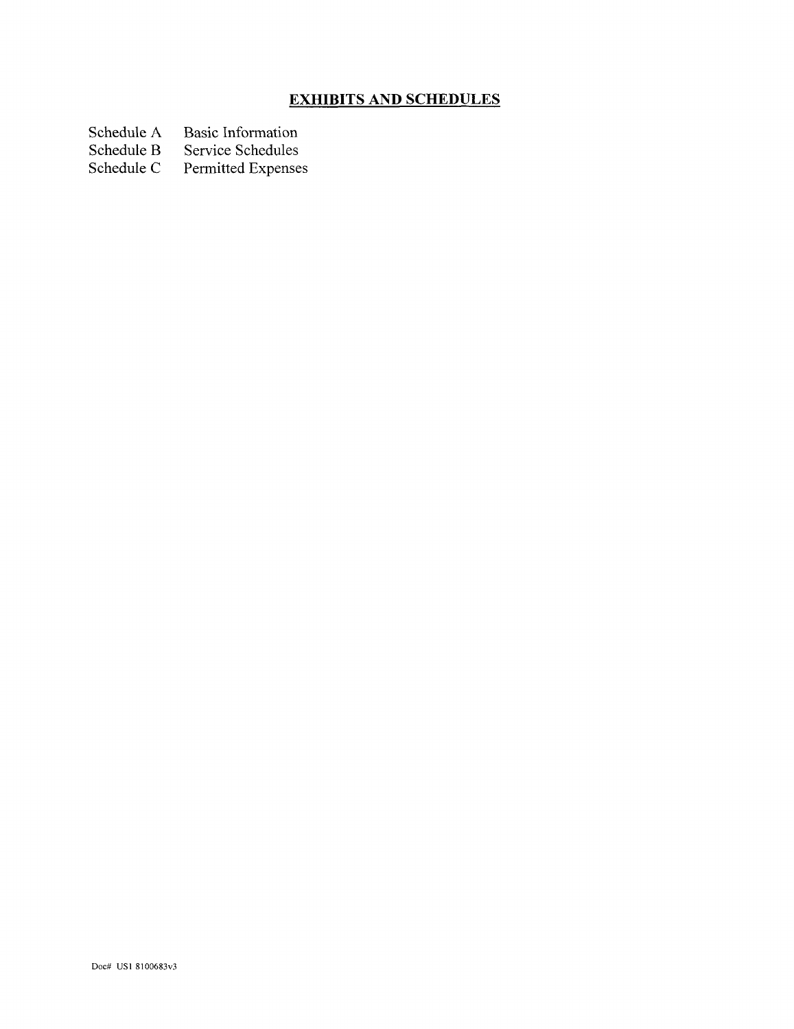## EXHIBITS AND SCHEDULES

| | |
|---|---|
| Schedule A | Basic Information |
| Schedule B | Service Schedules |
| Schedule C | Permitted Expenses |

Doc# US1 8100683v3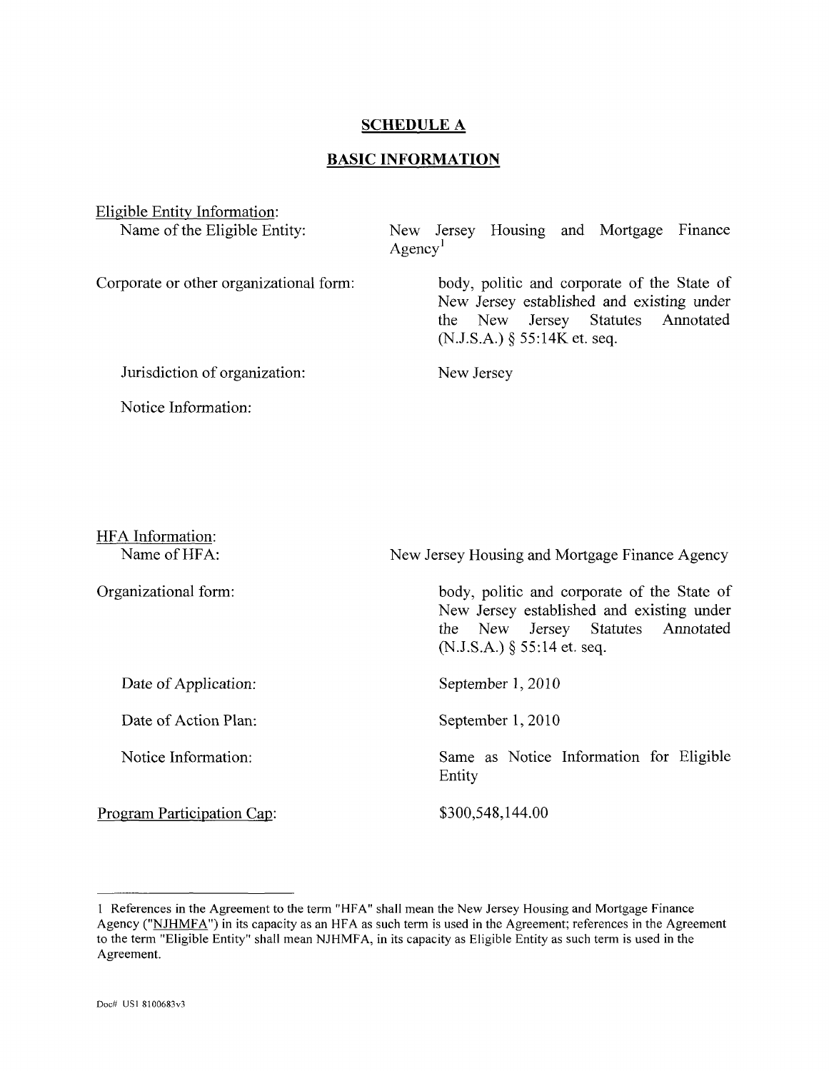## SCHEDULE A

## BASIC INFORMATION

Eligible Entity Information:

Name of the Eligible Entity: New Jersey Housing and Mortgage Finance Agency[1]

Corporate or other organizational form: body, politic and corporate of the State of New Jersey established and existing under the New Jersey Statutes Annotated (N.J.S.A.) § 55:14K et. seq.

Jurisdiction of organization: New Jersey

Notice Information:

HFA Information:

Name of HFA: New Jersey Housing and Mortgage Finance Agency

Organizational form: body, politic and corporate of the State of New Jersey established and existing under the New Jersey Statutes Annotated (N.J.S.A.) § 55:14 et. seq.

Date of Application: September 1, 2010

Date of Action Plan: September 1, 2010

Notice Information: Same as Notice Information for Eligible Entity

Program Participation Cap: $300,548,144.00

---

[1] References in the Agreement to the term "HFA" shall mean the New Jersey Housing and Mortgage Finance Agency ("NJHMFA") in its capacity as an HFA as such term is used in the Agreement; references in the Agreement to the term "Eligible Entity" shall mean NJHMFA, in its capacity as Eligible Entity as such term is used in the Agreement.

Doc# US1 8100683v3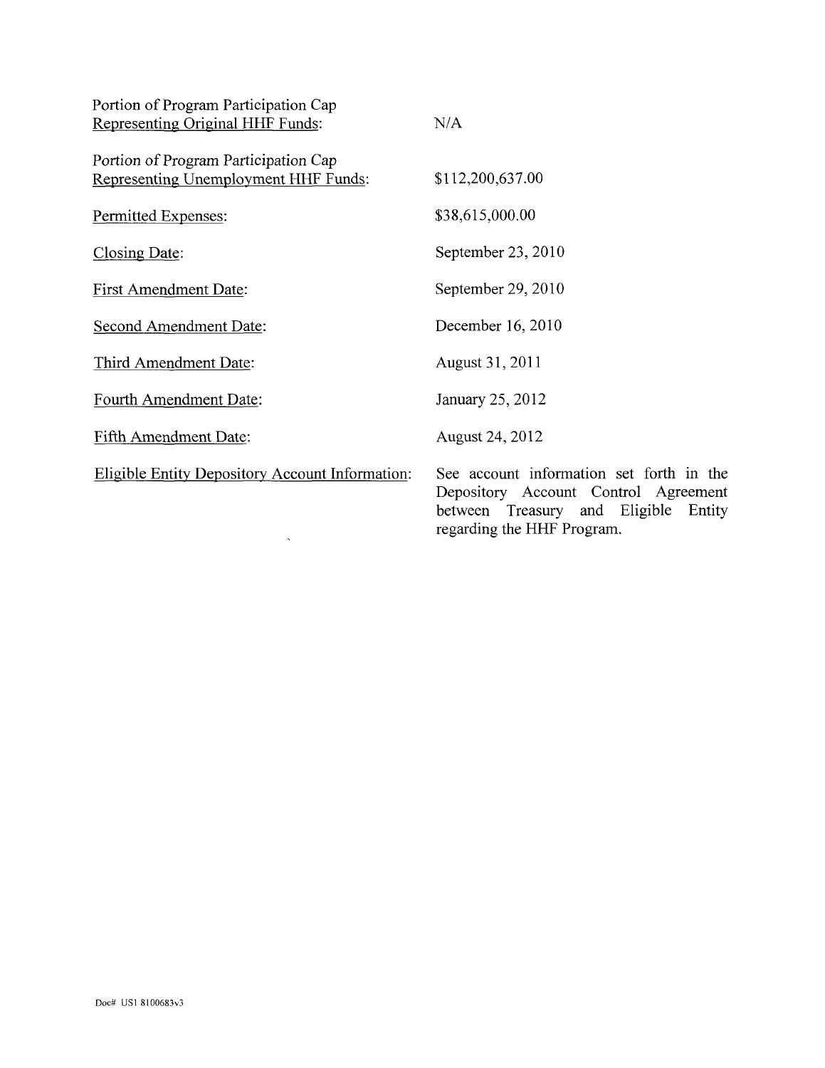| | |
|---|---|
| Portion of Program Participation Cap Representing Original HHF Funds: | N/A |
| Portion of Program Participation Cap Representing Unemployment HHF Funds: | $112,200,637.00 |
| Permitted Expenses: | $38,615,000.00 |
| Closing Date: | September 23, 2010 |
| First Amendment Date: | September 29, 2010 |
| Second Amendment Date: | December 16, 2010 |
| Third Amendment Date: | August 31, 2011 |
| Fourth Amendment Date: | January 25, 2012 |
| Fifth Amendment Date: | August 24, 2012 |
| Eligible Entity Depository Account Information: | See account information set forth in the Depository Account Control Agreement between Treasury and Eligible Entity regarding the HHF Program. |

Doc# US1 8100683v3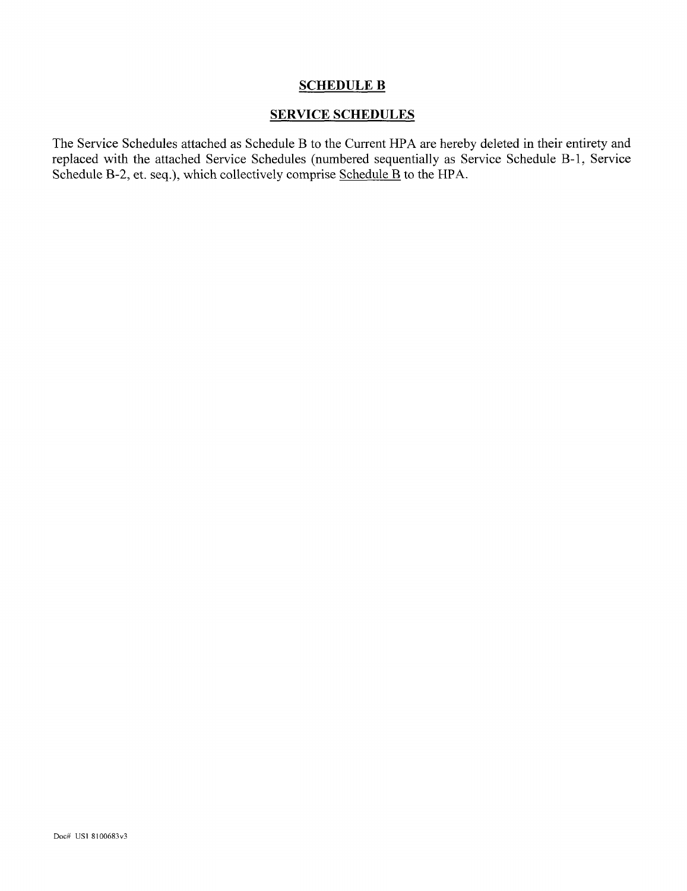# SCHEDULE B

## SERVICE SCHEDULES

The Service Schedules attached as Schedule B to the Current HPA are hereby deleted in their entirety and replaced with the attached Service Schedules (numbered sequentially as Service Schedule B-1, Service Schedule B-2, et. seq.), which collectively comprise Schedule B to the HPA.

Doc# US1 8100683v3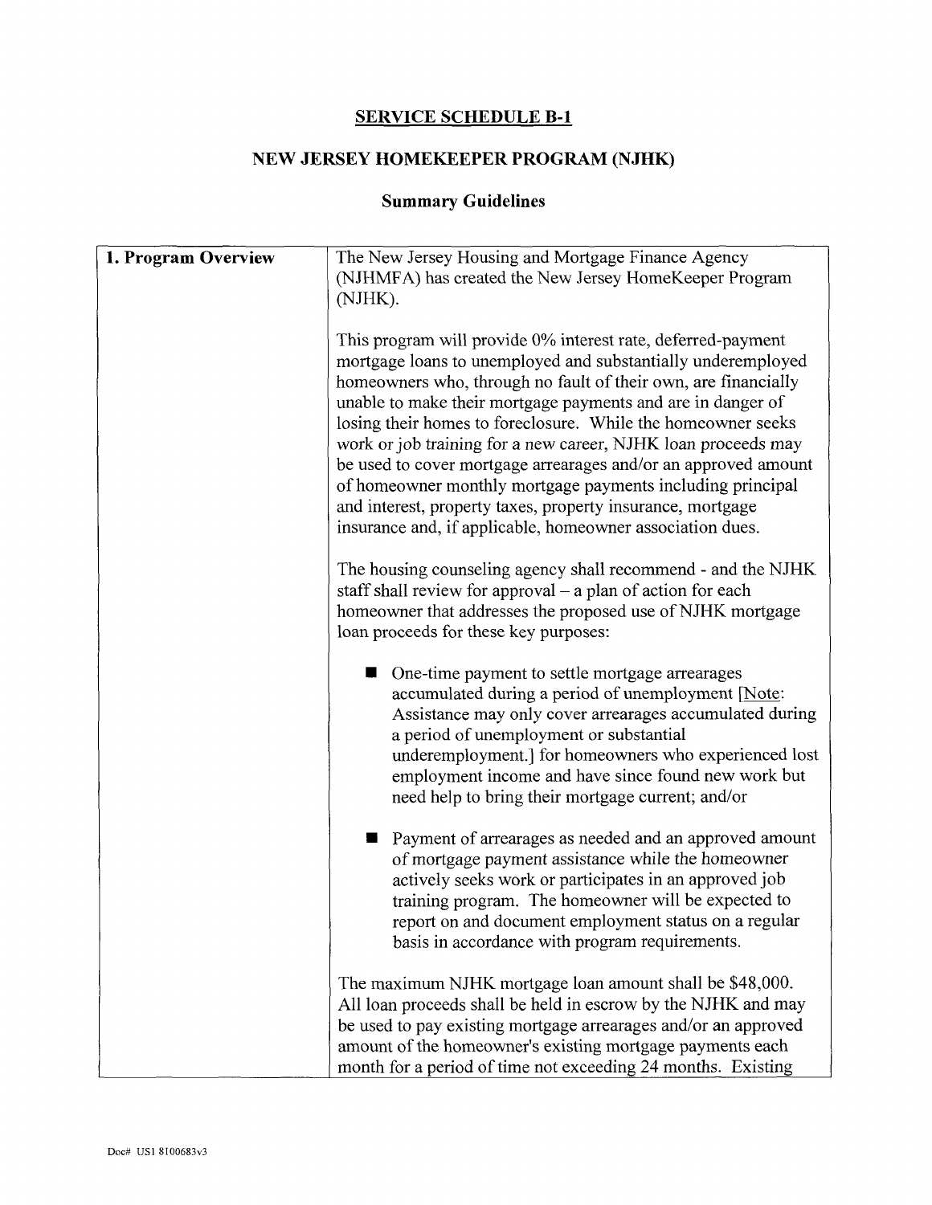## SERVICE SCHEDULE B-1

## NEW JERSEY HOMEKEEPER PROGRAM (NJHK)

### Summary Guidelines

| | |
|---|---|
| **1. Program Overview** | The New Jersey Housing and Mortgage Finance Agency (NJHMFA) has created the New Jersey HomeKeeper Program (NJHK).<br><br>This program will provide 0% interest rate, deferred-payment mortgage loans to unemployed and substantially underemployed homeowners who, through no fault of their own, are financially unable to make their mortgage payments and are in danger of losing their homes to foreclosure. While the homeowner seeks work or job training for a new career, NJHK loan proceeds may be used to cover mortgage arrearages and/or an approved amount of homeowner monthly mortgage payments including principal and interest, property taxes, property insurance, mortgage insurance and, if applicable, homeowner association dues.<br><br>The housing counseling agency shall recommend - and the NJHK staff shall review for approval – a plan of action for each homeowner that addresses the proposed use of NJHK mortgage loan proceeds for these key purposes:<br><br>■ One-time payment to settle mortgage arrearages accumulated during a period of unemployment [Note: Assistance may only cover arrearages accumulated during a period of unemployment or substantial underemployment.] for homeowners who experienced lost employment income and have since found new work but need help to bring their mortgage current; and/or<br><br>■ Payment of arrearages as needed and an approved amount of mortgage payment assistance while the homeowner actively seeks work or participates in an approved job training program. The homeowner will be expected to report on and document employment status on a regular basis in accordance with program requirements.<br><br>The maximum NJHK mortgage loan amount shall be $48,000. All loan proceeds shall be held in escrow by the NJHK and may be used to pay existing mortgage arrearages and/or an approved amount of the homeowner's existing mortgage payments each month for a period of time not exceeding 24 months. Existing |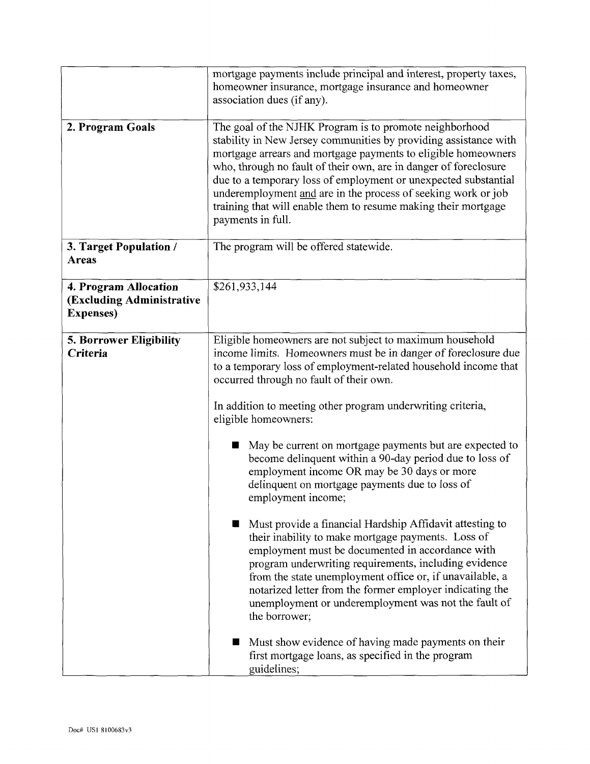| | |
|---|---|
| | mortgage payments include principal and interest, property taxes, homeowner insurance, mortgage insurance and homeowner association dues (if any). |
| **2. Program Goals** | The goal of the NJHK Program is to promote neighborhood stability in New Jersey communities by providing assistance with mortgage arrears and mortgage payments to eligible homeowners who, through no fault of their own, are in danger of foreclosure due to a temporary loss of employment or unexpected substantial underemployment <u>and</u> are in the process of seeking work or job training that will enable them to resume making their mortgage payments in full. |
| **3. Target Population / Areas** | The program will be offered statewide. |
| **4. Program Allocation (Excluding Administrative Expenses)** | $261,933,144 |
| **5. Borrower Eligibility Criteria** | Eligible homeowners are not subject to maximum household income limits. Homeowners must be in danger of foreclosure due to a temporary loss of employment-related household income that occurred through no fault of their own.<br><br>In addition to meeting other program underwriting criteria, eligible homeowners:<br><br>■ May be current on mortgage payments but are expected to become delinquent within a 90-day period due to loss of employment income OR may be 30 days or more delinquent on mortgage payments due to loss of employment income;<br><br>■ Must provide a financial Hardship Affidavit attesting to their inability to make mortgage payments. Loss of employment must be documented in accordance with program underwriting requirements, including evidence from the state unemployment office or, if unavailable, a notarized letter from the former employer indicating the unemployment or underemployment was not the fault of the borrower;<br><br>■ Must show evidence of having made payments on their first mortgage loans, as specified in the program guidelines; |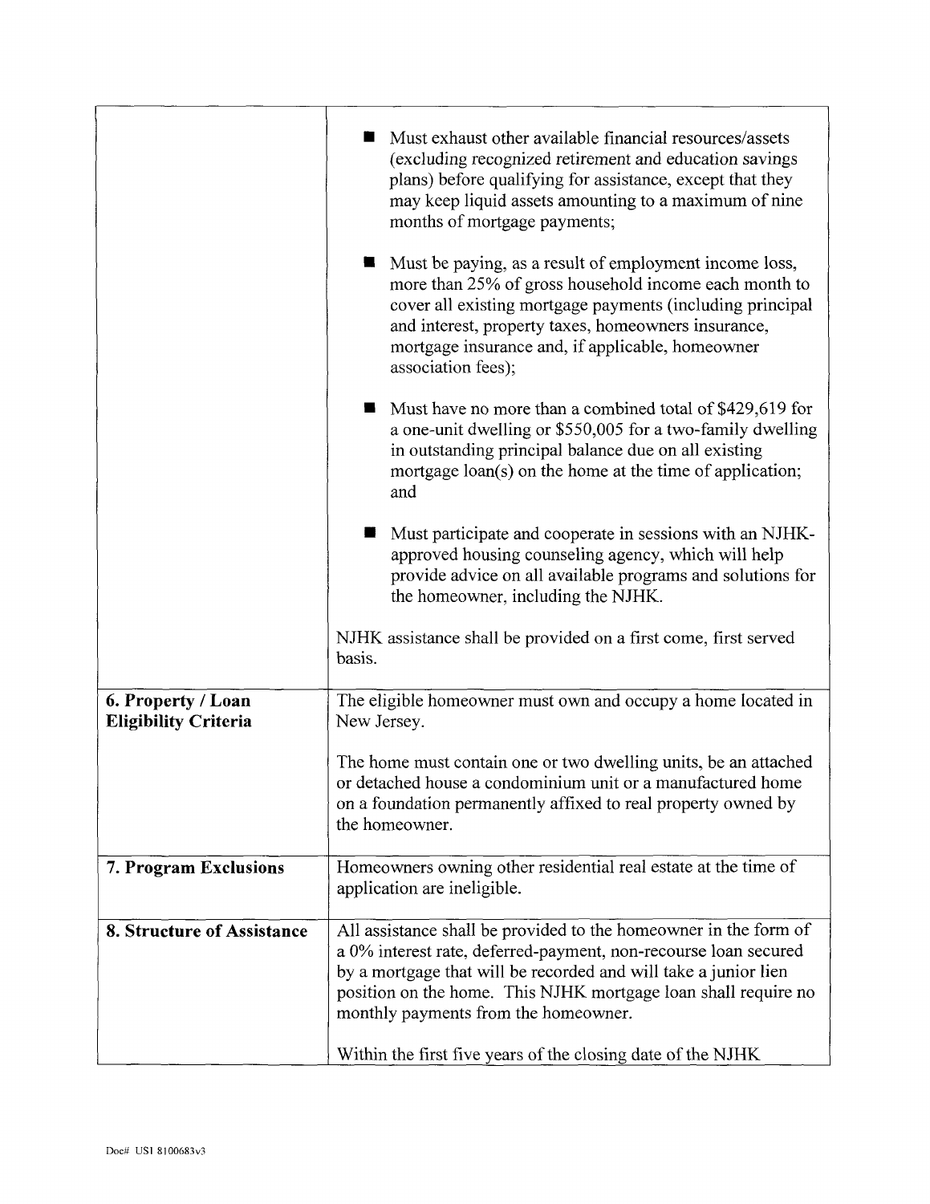| | |
|---|---|
| | ■ Must exhaust other available financial resources/assets (excluding recognized retirement and education savings plans) before qualifying for assistance, except that they may keep liquid assets amounting to a maximum of nine months of mortgage payments;<br><br>■ Must be paying, as a result of employment income loss, more than 25% of gross household income each month to cover all existing mortgage payments (including principal and interest, property taxes, homeowners insurance, mortgage insurance and, if applicable, homeowner association fees);<br><br>■ Must have no more than a combined total of $429,619 for a one-unit dwelling or $550,005 for a two-family dwelling in outstanding principal balance due on all existing mortgage loan(s) on the home at the time of application; and<br><br>■ Must participate and cooperate in sessions with an NJHK-approved housing counseling agency, which will help provide advice on all available programs and solutions for the homeowner, including the NJHK.<br><br>NJHK assistance shall be provided on a first come, first served basis. |
| **6. Property / Loan Eligibility Criteria** | The eligible homeowner must own and occupy a home located in New Jersey.<br><br>The home must contain one or two dwelling units, be an attached or detached house a condominium unit or a manufactured home on a foundation permanently affixed to real property owned by the homeowner. |
| **7. Program Exclusions** | Homeowners owning other residential real estate at the time of application are ineligible. |
| **8. Structure of Assistance** | All assistance shall be provided to the homeowner in the form of a 0% interest rate, deferred-payment, non-recourse loan secured by a mortgage that will be recorded and will take a junior lien position on the home. This NJHK mortgage loan shall require no monthly payments from the homeowner.<br><br>Within the first five years of the closing date of the NJHK |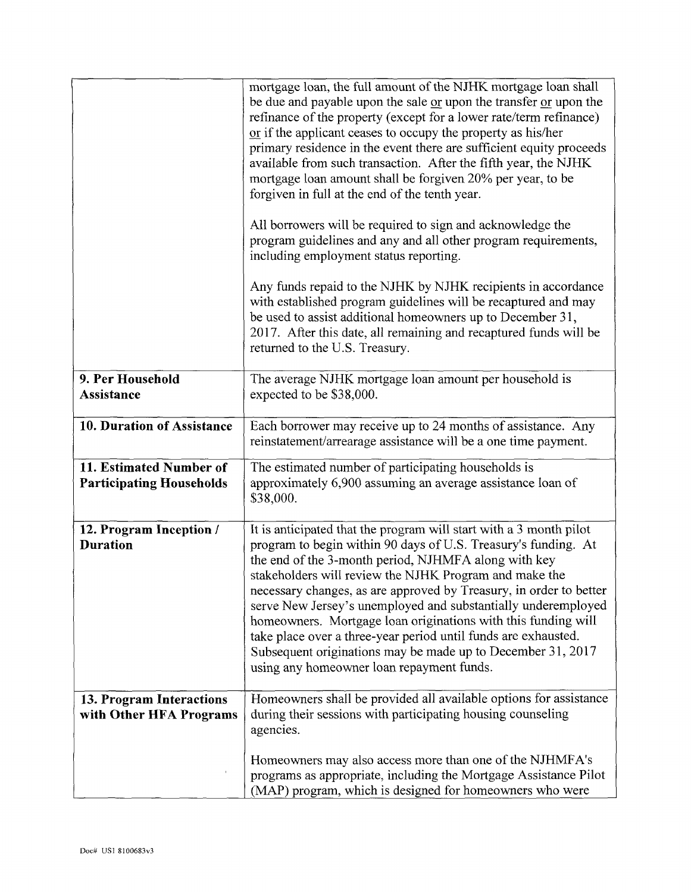| | |
|---|---|
| | mortgage loan, the full amount of the NJHK mortgage loan shall be due and payable upon the sale <u>or</u> upon the transfer <u>or</u> upon the refinance of the property (except for a lower rate/term refinance) <u>or</u> if the applicant ceases to occupy the property as his/her primary residence in the event there are sufficient equity proceeds available from such transaction. After the fifth year, the NJHK mortgage loan amount shall be forgiven 20% per year, to be forgiven in full at the end of the tenth year.<br><br>All borrowers will be required to sign and acknowledge the program guidelines and any and all other program requirements, including employment status reporting.<br><br>Any funds repaid to the NJHK by NJHK recipients in accordance with established program guidelines will be recaptured and may be used to assist additional homeowners up to December 31, 2017. After this date, all remaining and recaptured funds will be returned to the U.S. Treasury. |
| **9. Per Household Assistance** | The average NJHK mortgage loan amount per household is expected to be $38,000. |
| **10. Duration of Assistance** | Each borrower may receive up to 24 months of assistance. Any reinstatement/arrearage assistance will be a one time payment. |
| **11. Estimated Number of Participating Households** | The estimated number of participating households is approximately 6,900 assuming an average assistance loan of $38,000. |
| **12. Program Inception / Duration** | It is anticipated that the program will start with a 3 month pilot program to begin within 90 days of U.S. Treasury's funding. At the end of the 3-month period, NJHMFA along with key stakeholders will review the NJHK Program and make the necessary changes, as are approved by Treasury, in order to better serve New Jersey's unemployed and substantially underemployed homeowners. Mortgage loan originations with this funding will take place over a three-year period until funds are exhausted. Subsequent originations may be made up to December 31, 2017 using any homeowner loan repayment funds. |
| **13. Program Interactions with Other HFA Programs** | Homeowners shall be provided all available options for assistance during their sessions with participating housing counseling agencies.<br><br>Homeowners may also access more than one of the NJHMFA's programs as appropriate, including the Mortgage Assistance Pilot (MAP) program, which is designed for homeowners who were |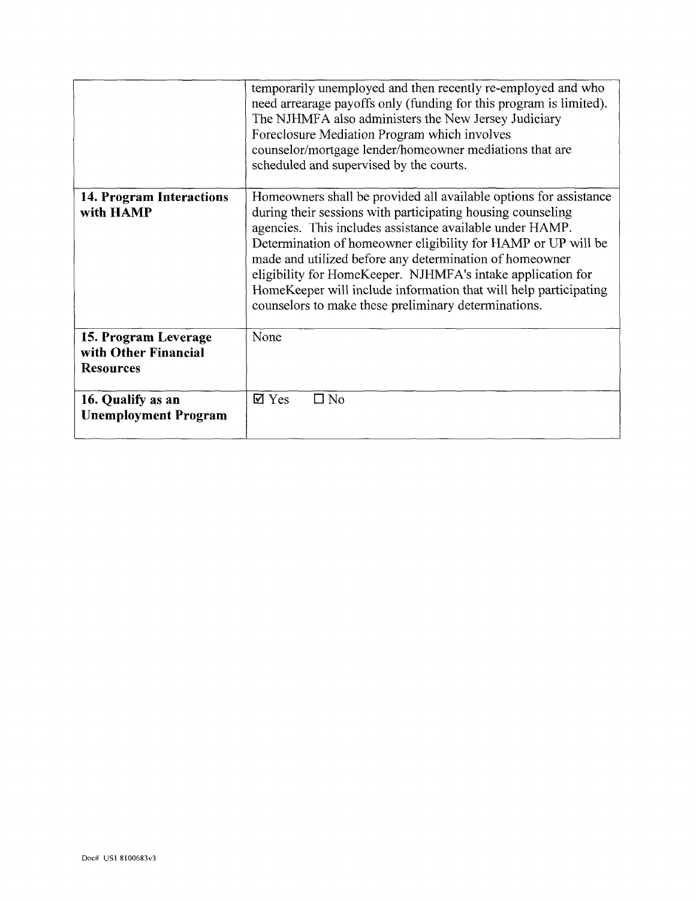| | |
|---|---|
| | temporarily unemployed and then recently re-employed and who need arrearage payoffs only (funding for this program is limited). The NJHMFA also administers the New Jersey Judiciary Foreclosure Mediation Program which involves counselor/mortgage lender/homeowner mediations that are scheduled and supervised by the courts. |
| **14. Program Interactions with HAMP** | Homeowners shall be provided all available options for assistance during their sessions with participating housing counseling agencies. This includes assistance available under HAMP. Determination of homeowner eligibility for HAMP or UP will be made and utilized before any determination of homeowner eligibility for HomeKeeper. NJHMFA's intake application for HomeKeeper will include information that will help participating counselors to make these preliminary determinations. |
| **15. Program Leverage with Other Financial Resources** | None |
| **16. Qualify as an Unemployment Program** | ☑ Yes ☐ No |

Doc# US1 8100683v3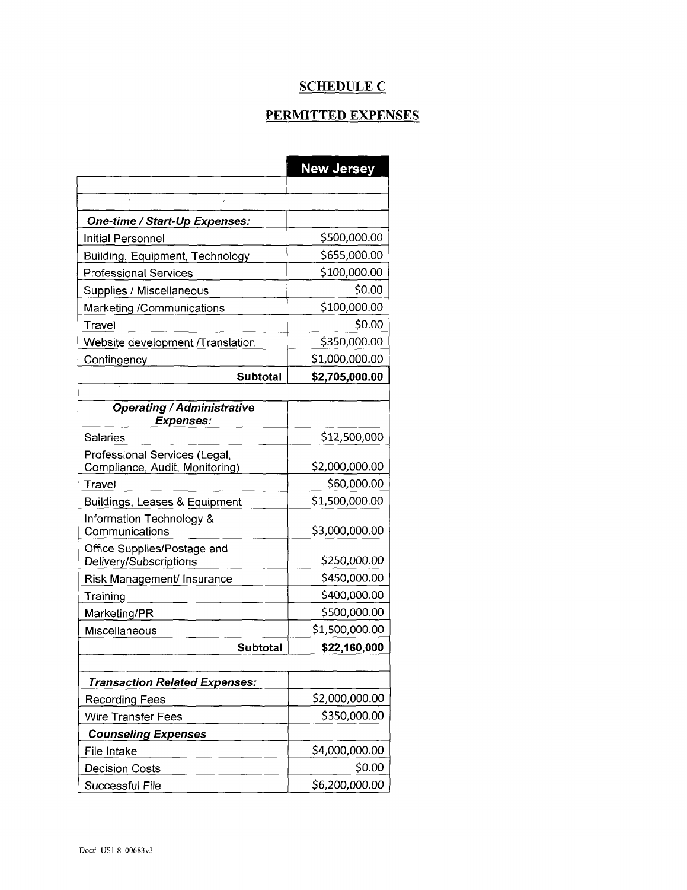# SCHEDULE C

# PERMITTED EXPENSES

| | New Jersey |
|---|---|
| | |
| | |
| ***One-time / Start-Up Expenses:*** | |
| Initial Personnel | $500,000.00 |
| Building, Equipment, Technology | $655,000.00 |
| Professional Services | $100,000.00 |
| Supplies / Miscellaneous | $0.00 |
| Marketing /Communications | $100,000.00 |
| Travel | $0.00 |
| Website development /Translation | $350,000.00 |
| Contingency | $1,000,000.00 |
| **Subtotal** | **$2,705,000.00** |
| | |
| ***Operating / Administrative Expenses:*** | |
| Salaries | $12,500,000 |
| Professional Services (Legal, Compliance, Audit, Monitoring) | $2,000,000.00 |
| Travel | $60,000.00 |
| Buildings, Leases & Equipment | $1,500,000.00 |
| Information Technology & Communications | $3,000,000.00 |
| Office Supplies/Postage and Delivery/Subscriptions | $250,000.00 |
| Risk Management/ Insurance | $450,000.00 |
| Training | $400,000.00 |
| Marketing/PR | $500,000.00 |
| Miscellaneous | $1,500,000.00 |
| **Subtotal** | **$22,160,000** |
| | |
| ***Transaction Related Expenses:*** | |
| Recording Fees | $2,000,000.00 |
| Wire Transfer Fees | $350,000.00 |
| ***Counseling Expenses*** | |
| File Intake | $4,000,000.00 |
| Decision Costs | $0.00 |
| Successful File | $6,200,000.00 |

Doc# US1 8100683v3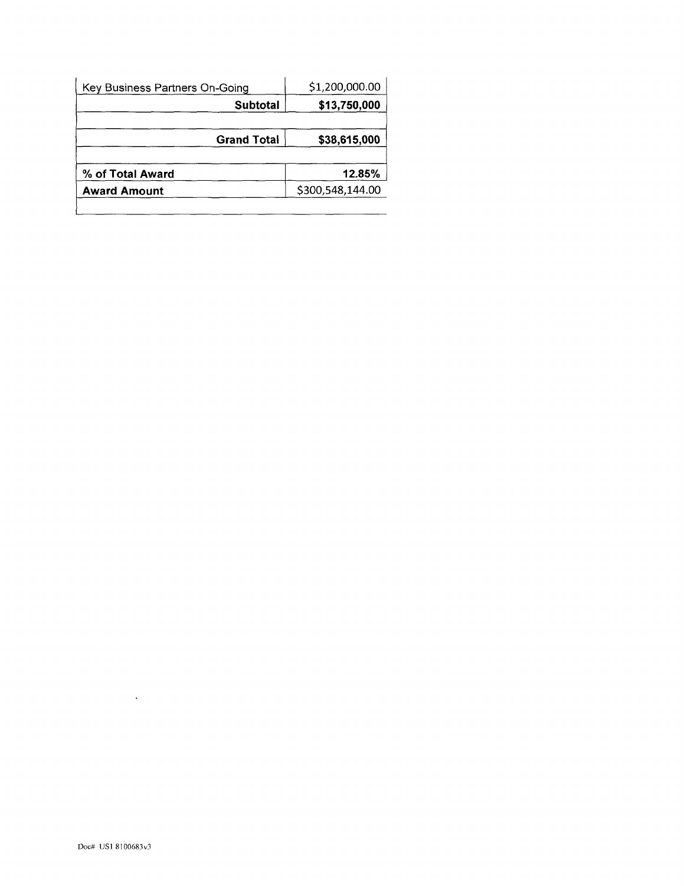| | |
|---|---|
| Key Business Partners On-Going | $1,200,000.00 |
| **Subtotal** | **$13,750,000** |
| | |
| **Grand Total** | **$38,615,000** |
| | |
| **% of Total Award** | **12.85%** |
| **Award Amount** | $300,548,144.00 |
| | |

Doc# US1 8100683v3